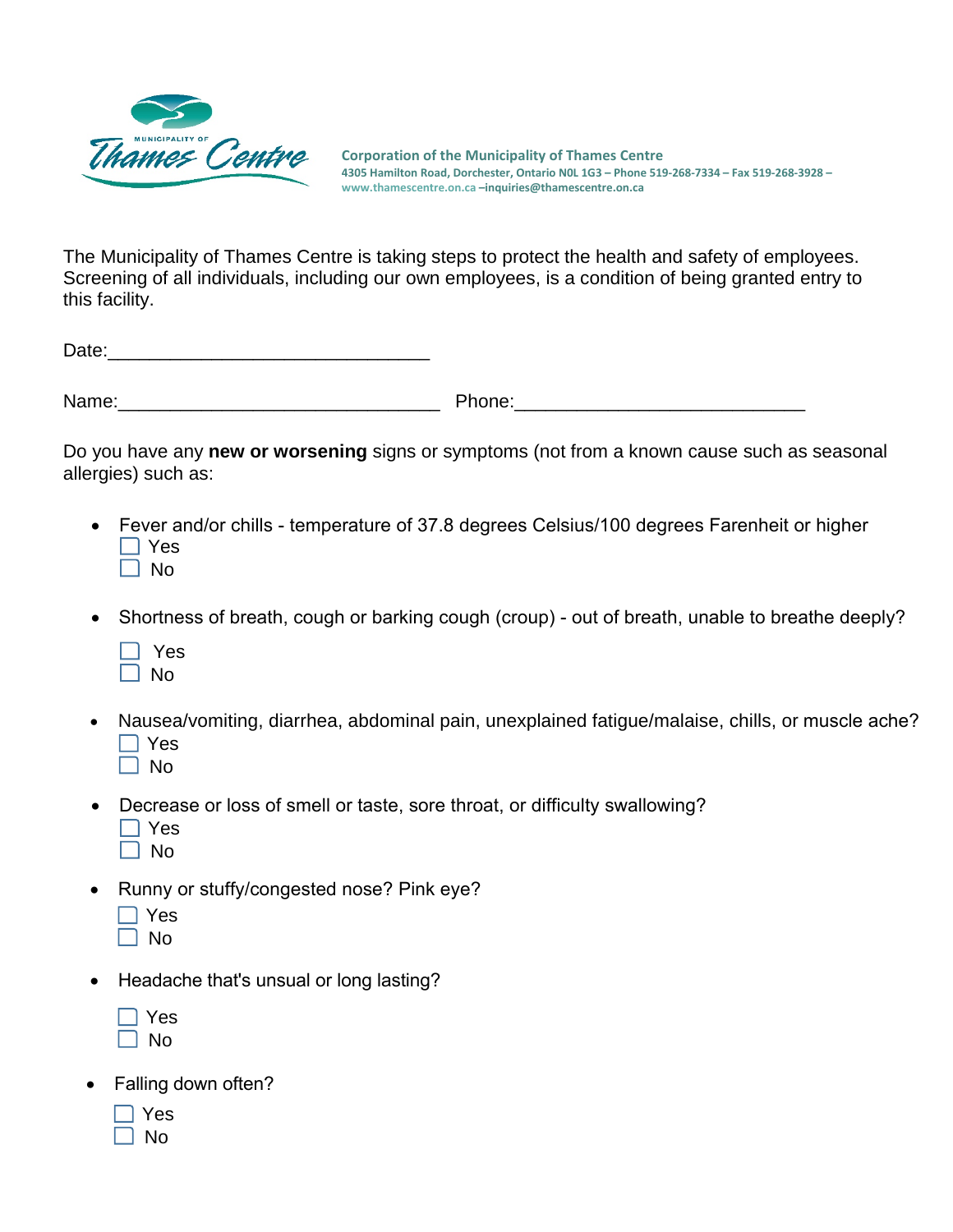MUNICIPALITY OF Thames Centre

**Corporation of the Municipality of Thames Centre**
4305 Hamilton Road, Dorchester, Ontario N0L 1G3 – Phone 519-268-7334 – Fax 519-268-3928 –
www.thamescentre.on.ca –inquiries@thamescentre.on.ca

The Municipality of Thames Centre is taking steps to protect the health and safety of employees. Screening of all individuals, including our own employees, is a condition of being granted entry to this facility.

Date:______________________________

Name:______________________________ Phone:___________________________

Do you have any **new or worsening** signs or symptoms (not from a known cause such as seasonal allergies) such as:

- Fever and/or chills - temperature of 37.8 degrees Celsius/100 degrees Farenheit or higher
  - ☐ Yes
  - ☐ No
- Shortness of breath, cough or barking cough (croup) - out of breath, unable to breathe deeply?
  - ☐ Yes
  - ☐ No
- Nausea/vomiting, diarrhea, abdominal pain, unexplained fatigue/malaise, chills, or muscle ache?
  - ☐ Yes
  - ☐ No
- Decrease or loss of smell or taste, sore throat, or difficulty swallowing?
  - ☐ Yes
  - ☐ No
- Runny or stuffy/congested nose? Pink eye?
  - ☐ Yes
  - ☐ No
- Headache that's unusual or long lasting?
  - ☐ Yes
  - ☐ No
- Falling down often?
  - ☐ Yes
  - ☐ No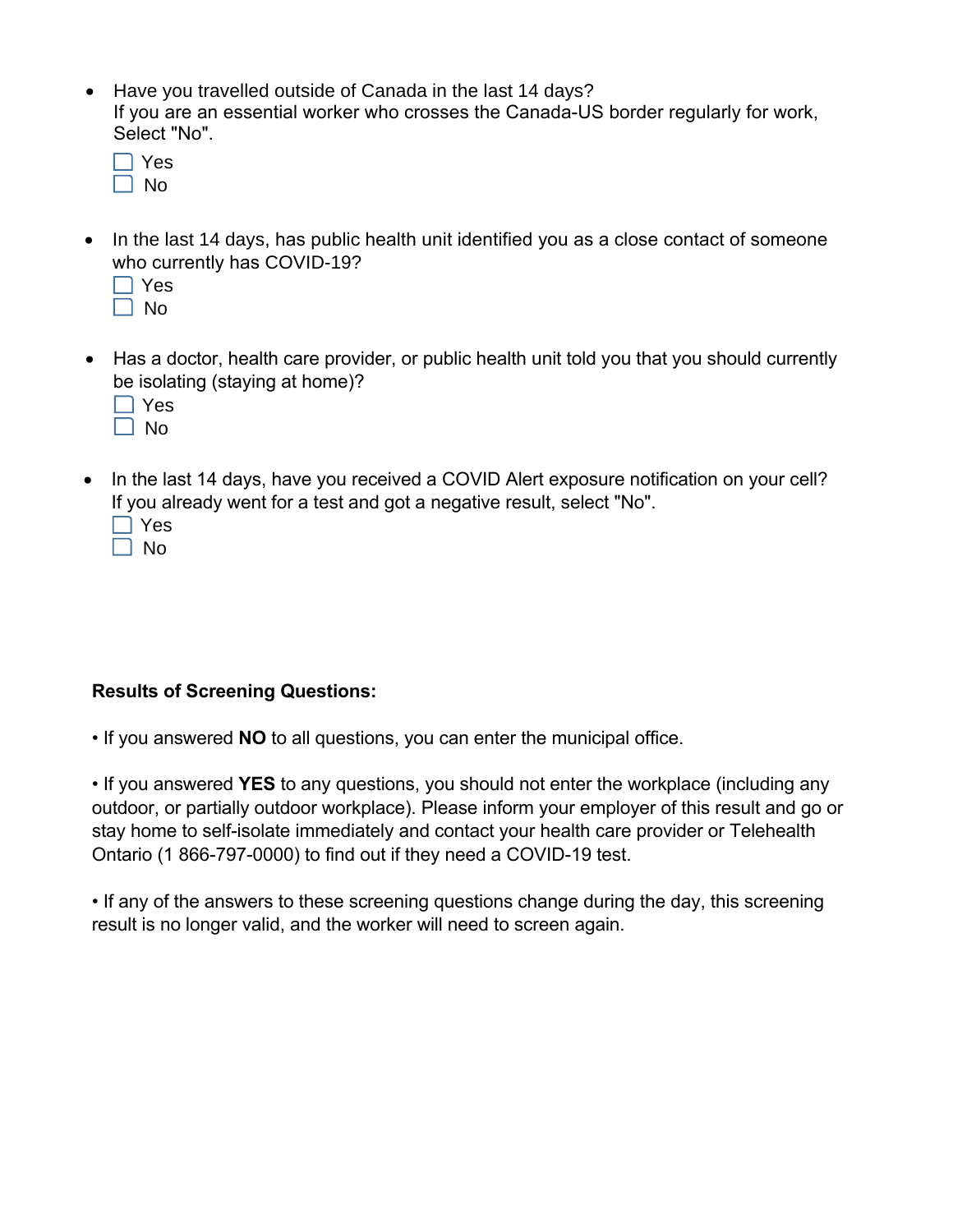- Have you travelled outside of Canada in the last 14 days?
  If you are an essential worker who crosses the Canada-US border regularly for work, Select "No".
  - ☐ Yes
  - ☐ No

- In the last 14 days, has public health unit identified you as a close contact of someone who currently has COVID-19?
  - ☐ Yes
  - ☐ No

- Has a doctor, health care provider, or public health unit told you that you should currently be isolating (staying at home)?
  - ☐ Yes
  - ☐ No

- In the last 14 days, have you received a COVID Alert exposure notification on your cell?
  If you already went for a test and got a negative result, select "No".
  - ☐ Yes
  - ☐ No

**Results of Screening Questions:**

• If you answered **NO** to all questions, you can enter the municipal office.

• If you answered **YES** to any questions, you should not enter the workplace (including any outdoor, or partially outdoor workplace). Please inform your employer of this result and go or stay home to self-isolate immediately and contact your health care provider or Telehealth Ontario (1 866-797-0000) to find out if they need a COVID-19 test.

• If any of the answers to these screening questions change during the day, this screening result is no longer valid, and the worker will need to screen again.